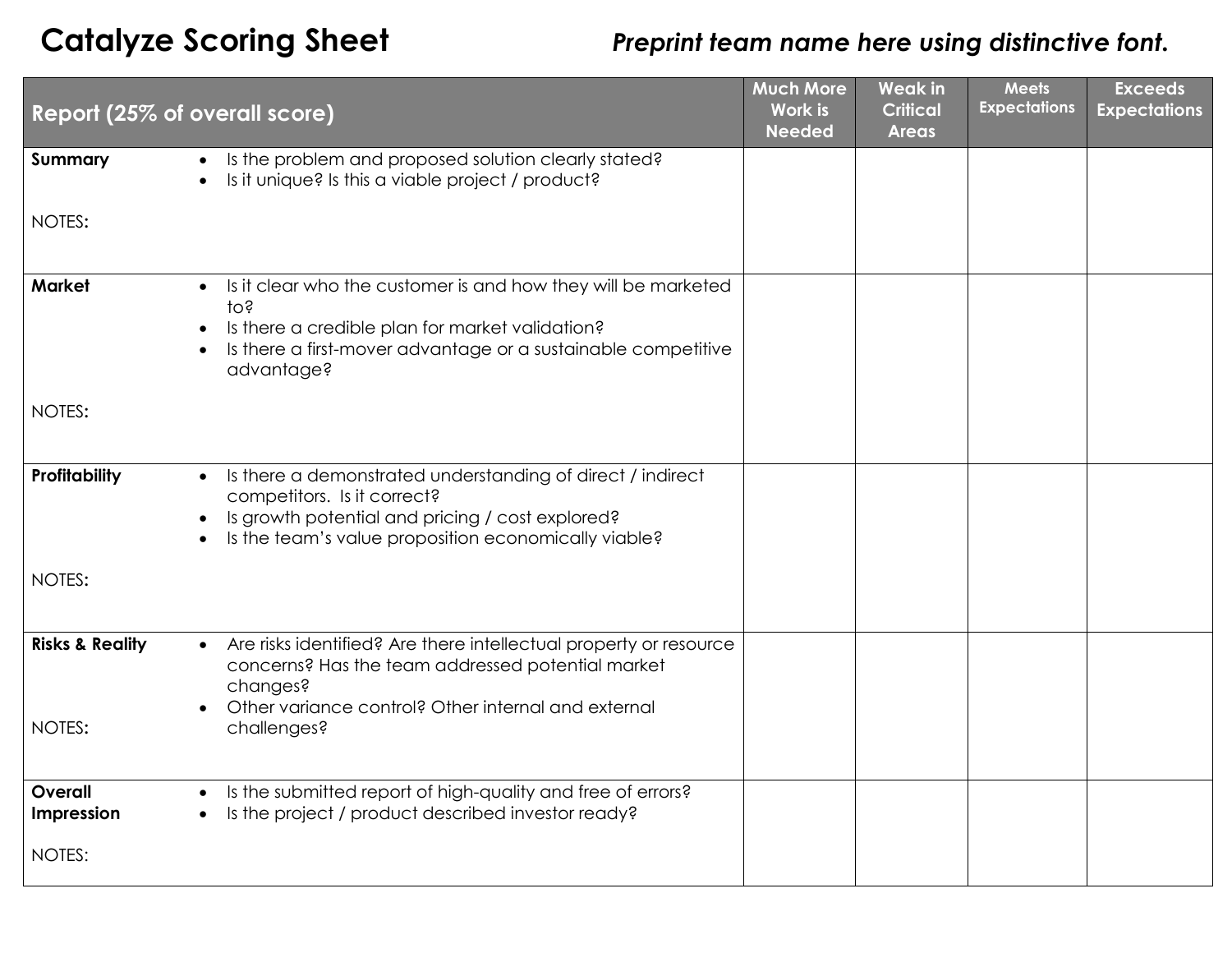# Catalyze Scoring Sheet

***Preprint team name here using distinctive font.***

| Report (25% of overall score) | | Much More Work is Needed | Weak in Critical Areas | Meets Expectations | Exceeds Expectations |
|---|---|---|---|---|---|
| **Summary**<br><br>NOTES: | • Is the problem and proposed solution clearly stated?<br>• Is it unique? Is this a viable project / product? | | | | |
| **Market**<br><br>NOTES: | • Is it clear who the customer is and how they will be marketed to?<br>• Is there a credible plan for market validation?<br>• Is there a first-mover advantage or a sustainable competitive advantage? | | | | |
| **Profitability**<br><br>NOTES: | • Is there a demonstrated understanding of direct / indirect competitors. Is it correct?<br>• Is growth potential and pricing / cost explored?<br>• Is the team's value proposition economically viable? | | | | |
| **Risks & Reality**<br><br>NOTES: | • Are risks identified? Are there intellectual property or resource concerns? Has the team addressed potential market changes?<br>• Other variance control? Other internal and external challenges? | | | | |
| **Overall Impression**<br><br>NOTES: | • Is the submitted report of high-quality and free of errors?<br>• Is the project / product described investor ready? | | | | |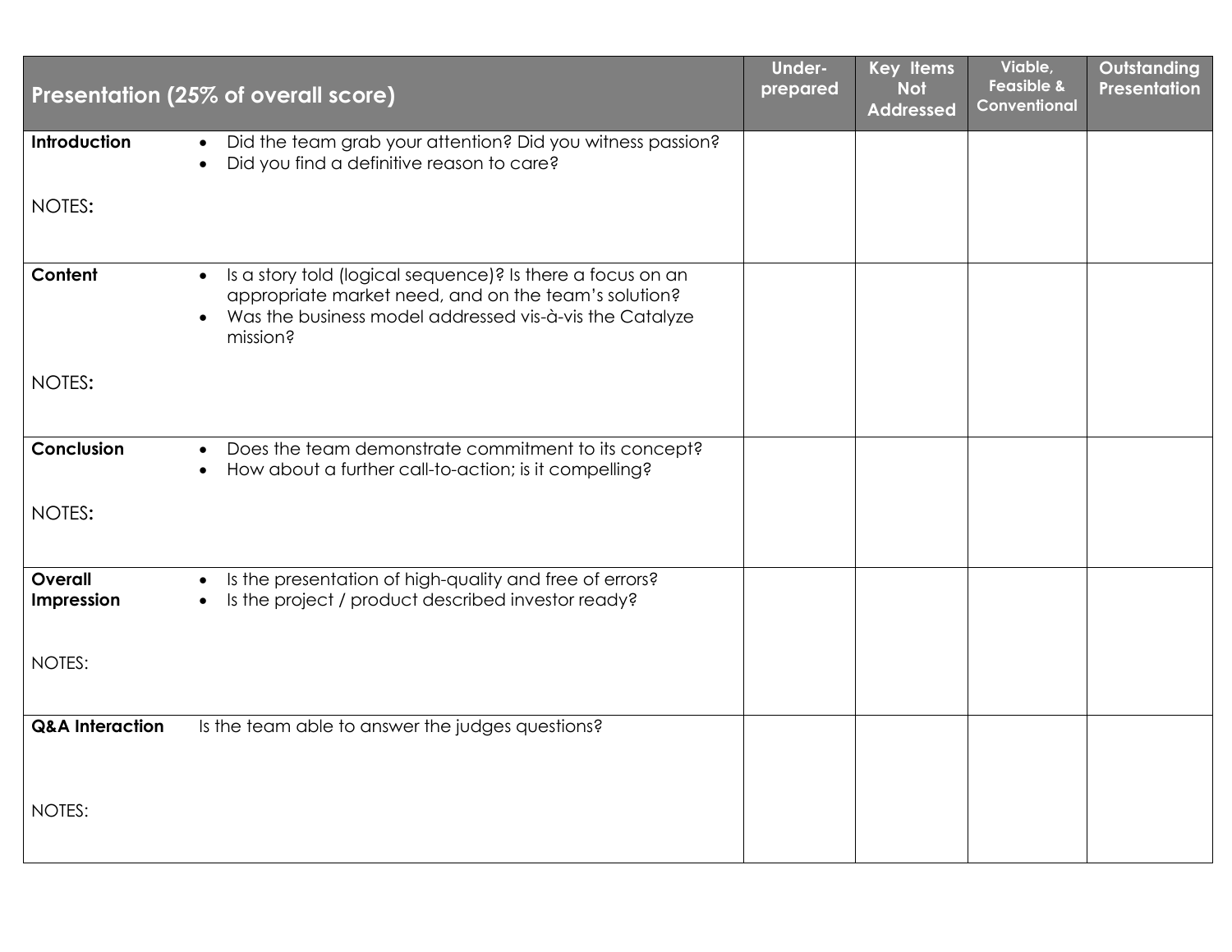| Presentation (25% of overall score) | | Under-prepared | Key Items Not Addressed | Viable, Feasible & Conventional | Outstanding Presentation |
|---|---|---|---|---|---|
| **Introduction**<br><br>NOTES**:** | • Did the team grab your attention? Did you witness passion?<br>• Did you find a definitive reason to care? | | | | |
| **Content**<br><br>NOTES**:** | • Is a story told (logical sequence)? Is there a focus on an appropriate market need, and on the team's solution?<br>• Was the business model addressed vis-à-vis the Catalyze mission? | | | | |
| **Conclusion**<br><br>NOTES**:** | • Does the team demonstrate commitment to its concept?<br>• How about a further call-to-action; is it compelling? | | | | |
| **Overall Impression**<br><br>NOTES: | • Is the presentation of high-quality and free of errors?<br>• Is the project / product described investor ready? | | | | |
| **Q&A Interaction**<br><br>NOTES: | Is the team able to answer the judges questions? | | | | |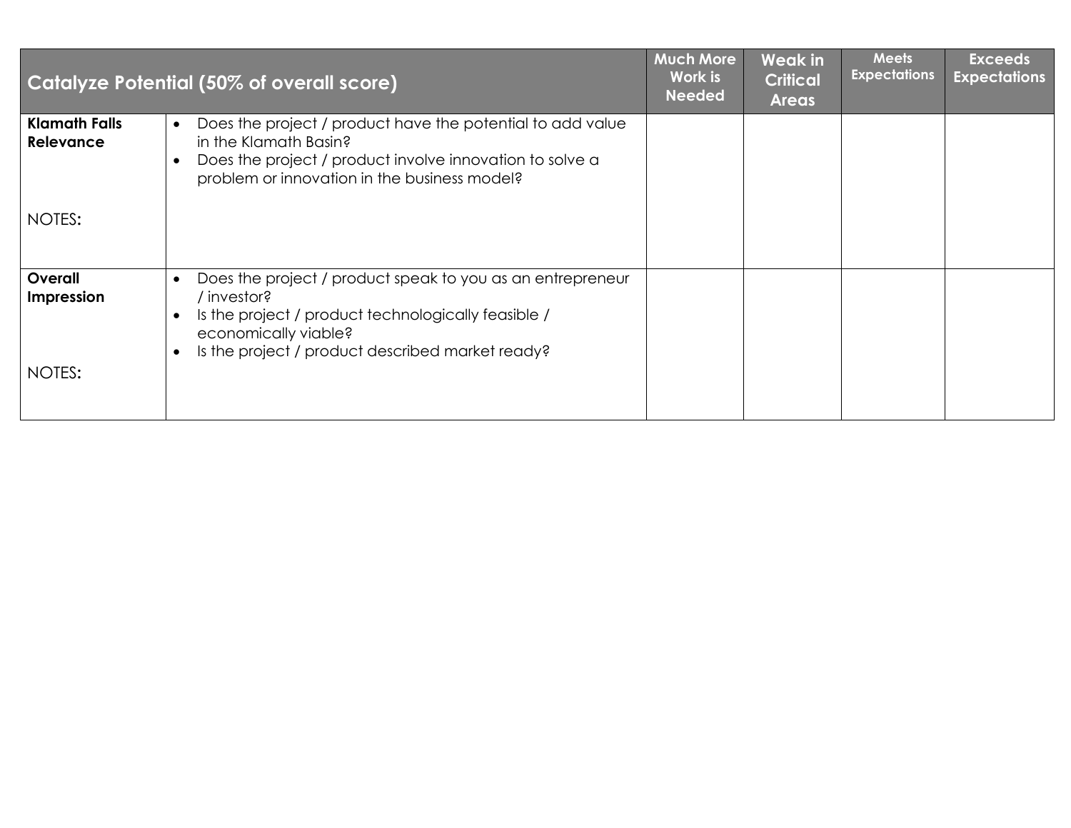| Catalyze Potential (50% of overall score) | | Much More Work is Needed | Weak in Critical Areas | Meets Expectations | Exceeds Expectations |
|---|---|---|---|---|---|
| **Klamath Falls Relevance**<br><br>NOTES**:** | • Does the project / product have the potential to add value in the Klamath Basin?<br>• Does the project / product involve innovation to solve a problem or innovation in the business model? | | | | |
| **Overall Impression**<br><br>NOTES**:** | • Does the project / product speak to you as an entrepreneur / investor?<br>• Is the project / product technologically feasible / economically viable?<br>• Is the project / product described market ready? | | | | |